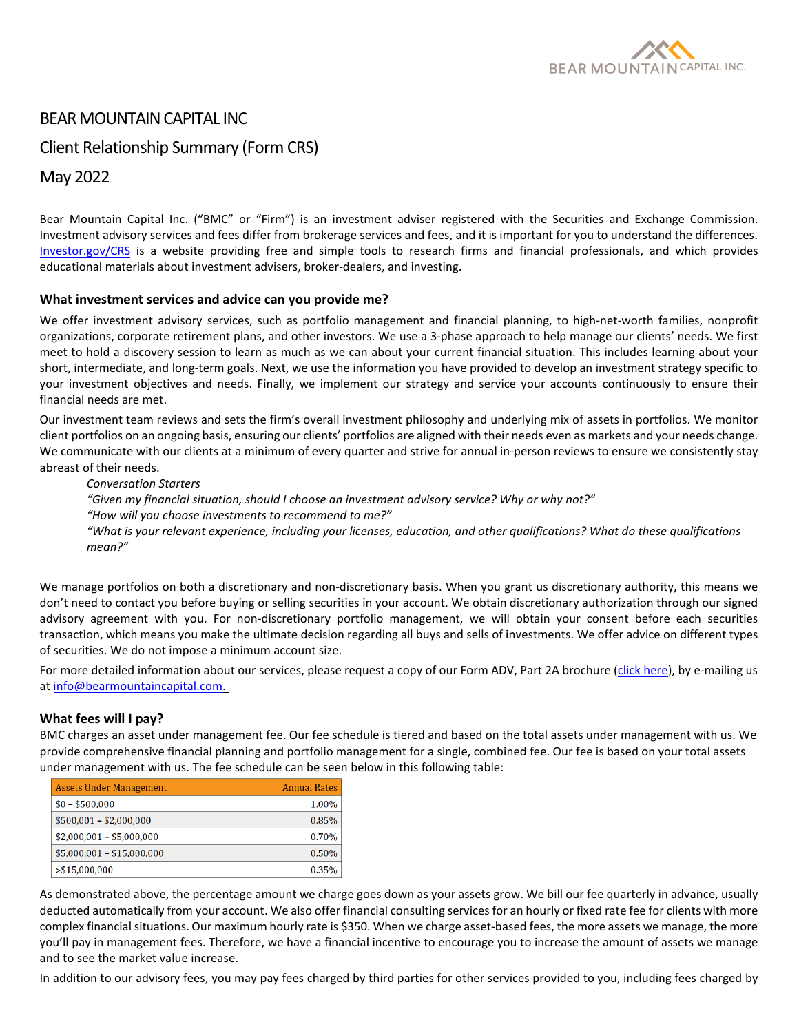BEAR MOUNTAIN CAPITAL INC.

# BEAR MOUNTAIN CAPITAL INC

## Client Relationship Summary (Form CRS)

## May 2022

Bear Mountain Capital Inc. ("BMC" or "Firm") is an investment adviser registered with the Securities and Exchange Commission. Investment advisory services and fees differ from brokerage services and fees, and it is important for you to understand the differences. [Investor.gov/CRS](Investor.gov/CRS) is a website providing free and simple tools to research firms and financial professionals, and which provides educational materials about investment advisers, broker-dealers, and investing.

### What investment services and advice can you provide me?

We offer investment advisory services, such as portfolio management and financial planning, to high-net-worth families, nonprofit organizations, corporate retirement plans, and other investors. We use a 3-phase approach to help manage our clients' needs. We first meet to hold a discovery session to learn as much as we can about your current financial situation. This includes learning about your short, intermediate, and long-term goals. Next, we use the information you have provided to develop an investment strategy specific to your investment objectives and needs. Finally, we implement our strategy and service your accounts continuously to ensure their financial needs are met.

Our investment team reviews and sets the firm's overall investment philosophy and underlying mix of assets in portfolios. We monitor client portfolios on an ongoing basis, ensuring our clients' portfolios are aligned with their needs even as markets and your needs change. We communicate with our clients at a minimum of every quarter and strive for annual in-person reviews to ensure we consistently stay abreast of their needs.

> *Conversation Starters*
> *"Given my financial situation, should I choose an investment advisory service? Why or why not?"*
> *"How will you choose investments to recommend to me?"*
> *"What is your relevant experience, including your licenses, education, and other qualifications? What do these qualifications mean?"*

We manage portfolios on both a discretionary and non-discretionary basis. When you grant us discretionary authority, this means we don't need to contact you before buying or selling securities in your account. We obtain discretionary authorization through our signed advisory agreement with you. For non-discretionary portfolio management, we will obtain your consent before each securities transaction, which means you make the ultimate decision regarding all buys and sells of investments. We offer advice on different types of securities. We do not impose a minimum account size.

For more detailed information about our services, please request a copy of our Form ADV, Part 2A brochure (click here), by e-mailing us at info@bearmountaincapital.com.

### What fees will I pay?

BMC charges an asset under management fee. Our fee schedule is tiered and based on the total assets under management with us. We provide comprehensive financial planning and portfolio management for a single, combined fee. Our fee is based on your total assets under management with us. The fee schedule can be seen below in this following table:

| Assets Under Management | Annual Rates |
|---|---|
| $0 – $500,000 | 1.00% |
| $500,001 – $2,000,000 | 0.85% |
| $2,000,001 – $5,000,000 | 0.70% |
| $5,000,001 – $15,000,000 | 0.50% |
| >$15,000,000 | 0.35% |

As demonstrated above, the percentage amount we charge goes down as your assets grow. We bill our fee quarterly in advance, usually deducted automatically from your account. We also offer financial consulting services for an hourly or fixed rate fee for clients with more complex financial situations. Our maximum hourly rate is $350. When we charge asset-based fees, the more assets we manage, the more you'll pay in management fees. Therefore, we have a financial incentive to encourage you to increase the amount of assets we manage and to see the market value increase.

In addition to our advisory fees, you may pay fees charged by third parties for other services provided to you, including fees charged by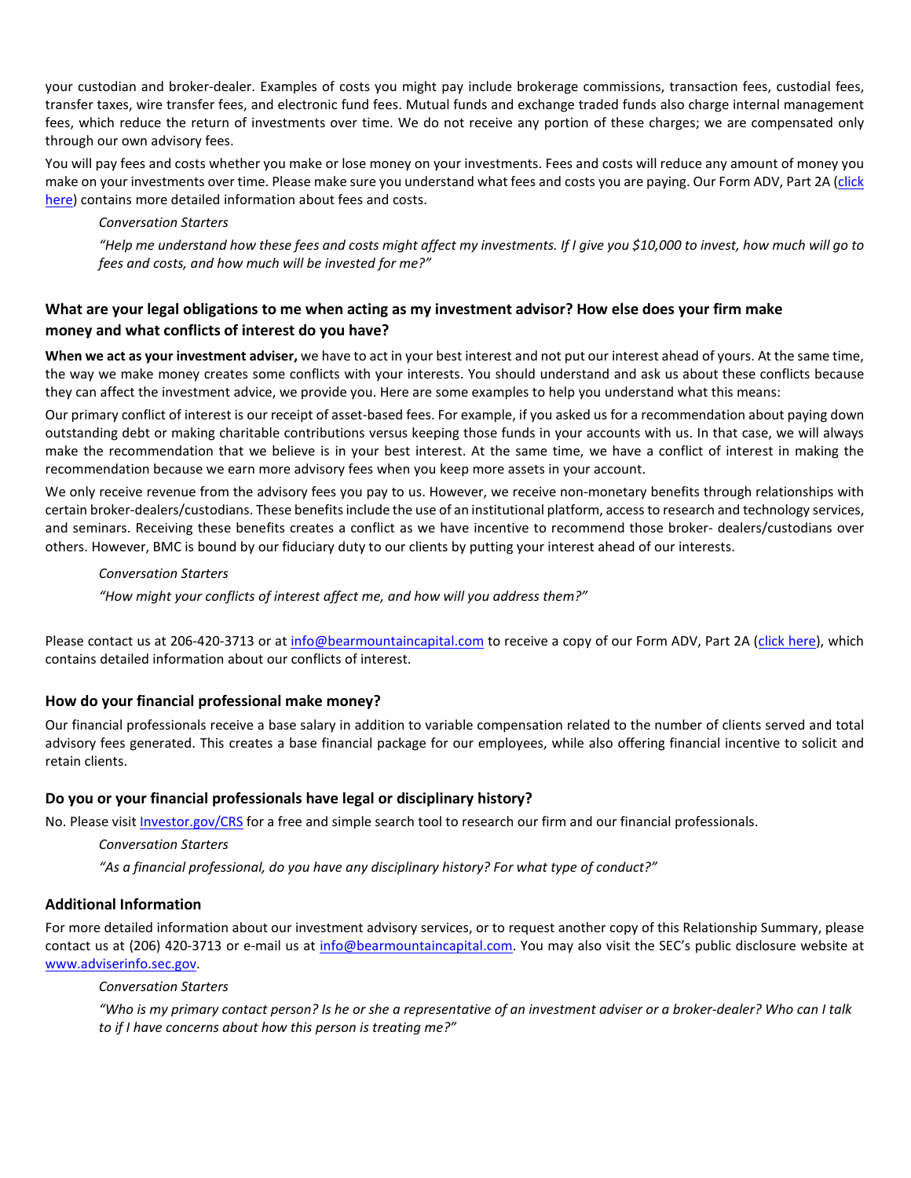your custodian and broker-dealer. Examples of costs you might pay include brokerage commissions, transaction fees, custodial fees, transfer taxes, wire transfer fees, and electronic fund fees. Mutual funds and exchange traded funds also charge internal management fees, which reduce the return of investments over time. We do not receive any portion of these charges; we are compensated only through our own advisory fees.

You will pay fees and costs whether you make or lose money on your investments. Fees and costs will reduce any amount of money you make on your investments over time. Please make sure you understand what fees and costs you are paying. Our Form ADV, Part 2A (click here) contains more detailed information about fees and costs.

*Conversation Starters*

*"Help me understand how these fees and costs might affect my investments. If I give you $10,000 to invest, how much will go to fees and costs, and how much will be invested for me?"*

### What are your legal obligations to me when acting as my investment advisor? How else does your firm make money and what conflicts of interest do you have?

**When we act as your investment adviser,** we have to act in your best interest and not put our interest ahead of yours. At the same time, the way we make money creates some conflicts with your interests. You should understand and ask us about these conflicts because they can affect the investment advice, we provide you. Here are some examples to help you understand what this means:

Our primary conflict of interest is our receipt of asset-based fees. For example, if you asked us for a recommendation about paying down outstanding debt or making charitable contributions versus keeping those funds in your accounts with us. In that case, we will always make the recommendation that we believe is in your best interest. At the same time, we have a conflict of interest in making the recommendation because we earn more advisory fees when you keep more assets in your account.

We only receive revenue from the advisory fees you pay to us. However, we receive non-monetary benefits through relationships with certain broker-dealers/custodians. These benefits include the use of an institutional platform, access to research and technology services, and seminars. Receiving these benefits creates a conflict as we have incentive to recommend those broker- dealers/custodians over others. However, BMC is bound by our fiduciary duty to our clients by putting your interest ahead of our interests.

*Conversation Starters*

*"How might your conflicts of interest affect me, and how will you address them?"*

Please contact us at 206-420-3713 or at info@bearmountaincapital.com to receive a copy of our Form ADV, Part 2A (click here), which contains detailed information about our conflicts of interest.

### How do your financial professional make money?

Our financial professionals receive a base salary in addition to variable compensation related to the number of clients served and total advisory fees generated. This creates a base financial package for our employees, while also offering financial incentive to solicit and retain clients.

### Do you or your financial professionals have legal or disciplinary history?

No. Please visit Investor.gov/CRS for a free and simple search tool to research our firm and our financial professionals.

*Conversation Starters*

*"As a financial professional, do you have any disciplinary history? For what type of conduct?"*

### Additional Information

For more detailed information about our investment advisory services, or to request another copy of this Relationship Summary, please contact us at (206) 420-3713 or e-mail us at info@bearmountaincapital.com. You may also visit the SEC's public disclosure website at www.adviserinfo.sec.gov.

*Conversation Starters*

*"Who is my primary contact person? Is he or she a representative of an investment adviser or a broker-dealer? Who can I talk to if I have concerns about how this person is treating me?"*